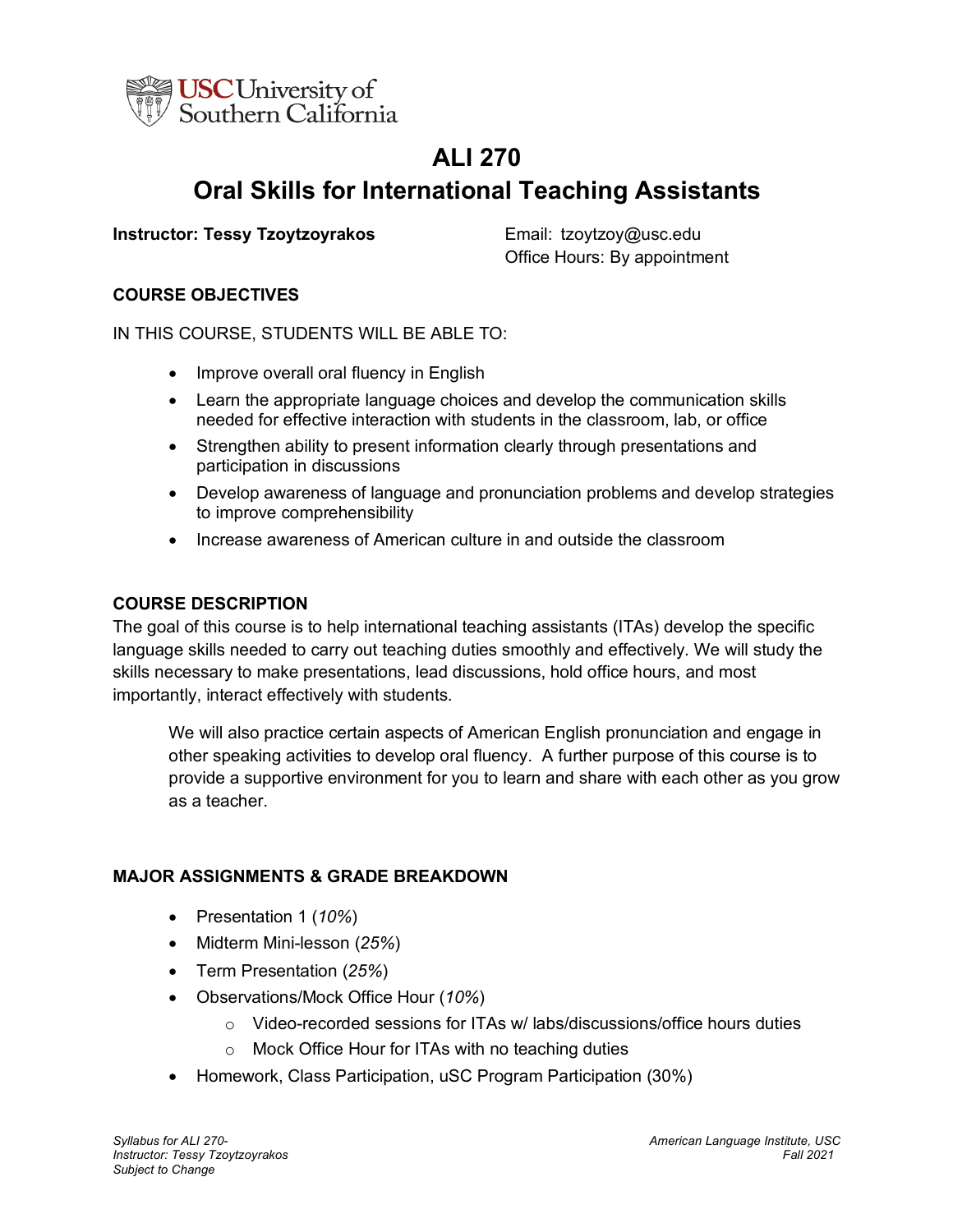# ALI 270

# Oral Skills for International Teaching Assistants

**Instructor: Tessy Tzoytzoyrakos**

Email: tzoytzoy@usc.edu
Office Hours: By appointment

### COURSE OBJECTIVES

IN THIS COURSE, STUDENTS WILL BE ABLE TO:

- Improve overall oral fluency in English
- Learn the appropriate language choices and develop the communication skills needed for effective interaction with students in the classroom, lab, or office
- Strengthen ability to present information clearly through presentations and participation in discussions
- Develop awareness of language and pronunciation problems and develop strategies to improve comprehensibility
- Increase awareness of American culture in and outside the classroom

### COURSE DESCRIPTION

The goal of this course is to help international teaching assistants (ITAs) develop the specific language skills needed to carry out teaching duties smoothly and effectively. We will study the skills necessary to make presentations, lead discussions, hold office hours, and most importantly, interact effectively with students.

We will also practice certain aspects of American English pronunciation and engage in other speaking activities to develop oral fluency. A further purpose of this course is to provide a supportive environment for you to learn and share with each other as you grow as a teacher.

### MAJOR ASSIGNMENTS & GRADE BREAKDOWN

- Presentation 1 (*10%*)
- Midterm Mini-lesson (*25%*)
- Term Presentation (*25%*)
- Observations/Mock Office Hour (*10%*)
  - Video-recorded sessions for ITAs w/ labs/discussions/office hours duties
  - Mock Office Hour for ITAs with no teaching duties
- Homework, Class Participation, uSC Program Participation (30%)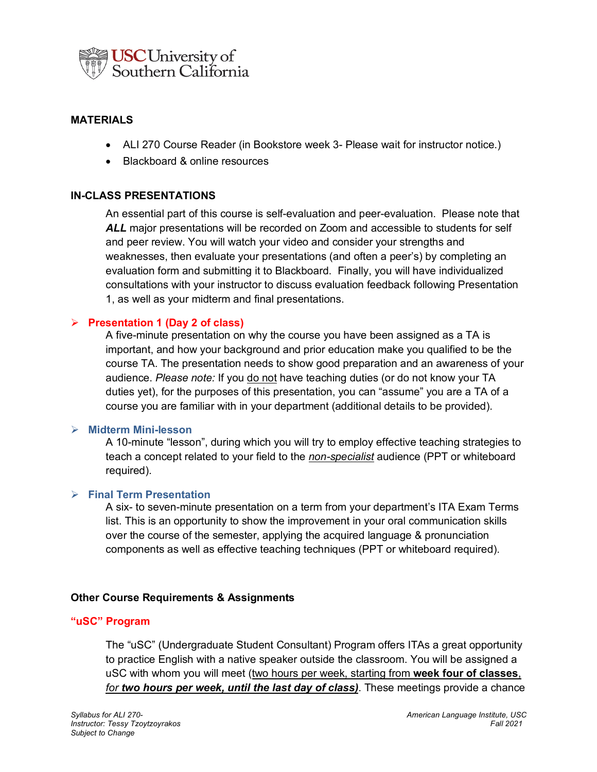## MATERIALS

- ALI 270 Course Reader (in Bookstore week 3- Please wait for instructor notice.)
- Blackboard & online resources

## IN-CLASS PRESENTATIONS

An essential part of this course is self-evaluation and peer-evaluation. Please note that ***ALL*** major presentations will be recorded on Zoom and accessible to students for self and peer review. You will watch your video and consider your strengths and weaknesses, then evaluate your presentations (and often a peer's) by completing an evaluation form and submitting it to Blackboard. Finally, you will have individualized consultations with your instructor to discuss evaluation feedback following Presentation 1, as well as your midterm and final presentations.

- **Presentation 1 (Day 2 of class)**

  A five-minute presentation on why the course you have been assigned as a TA is important, and how your background and prior education make you qualified to be the course TA. The presentation needs to show good preparation and an awareness of your audience. *Please note:* If you <u>do not</u> have teaching duties (or do not know your TA duties yet), for the purposes of this presentation, you can "assume" you are a TA of a course you are familiar with in your department (additional details to be provided).

- **Midterm Mini-lesson**

  A 10-minute "lesson", during which you will try to employ effective teaching strategies to teach a concept related to your field to the <u>*non-specialist*</u> audience (PPT or whiteboard required).

- **Final Term Presentation**

  A six- to seven-minute presentation on a term from your department's ITA Exam Terms list. This is an opportunity to show the improvement in your oral communication skills over the course of the semester, applying the acquired language & pronunciation components as well as effective teaching techniques (PPT or whiteboard required).

## Other Course Requirements & Assignments

### "uSC" Program

The "uSC" (Undergraduate Student Consultant) Program offers ITAs a great opportunity to practice English with a native speaker outside the classroom. You will be assigned a uSC with whom you will meet (<u>two hours per week, starting from **week four of classes**, *for **two hours per week, until the last day of class***</u>). These meetings provide a chance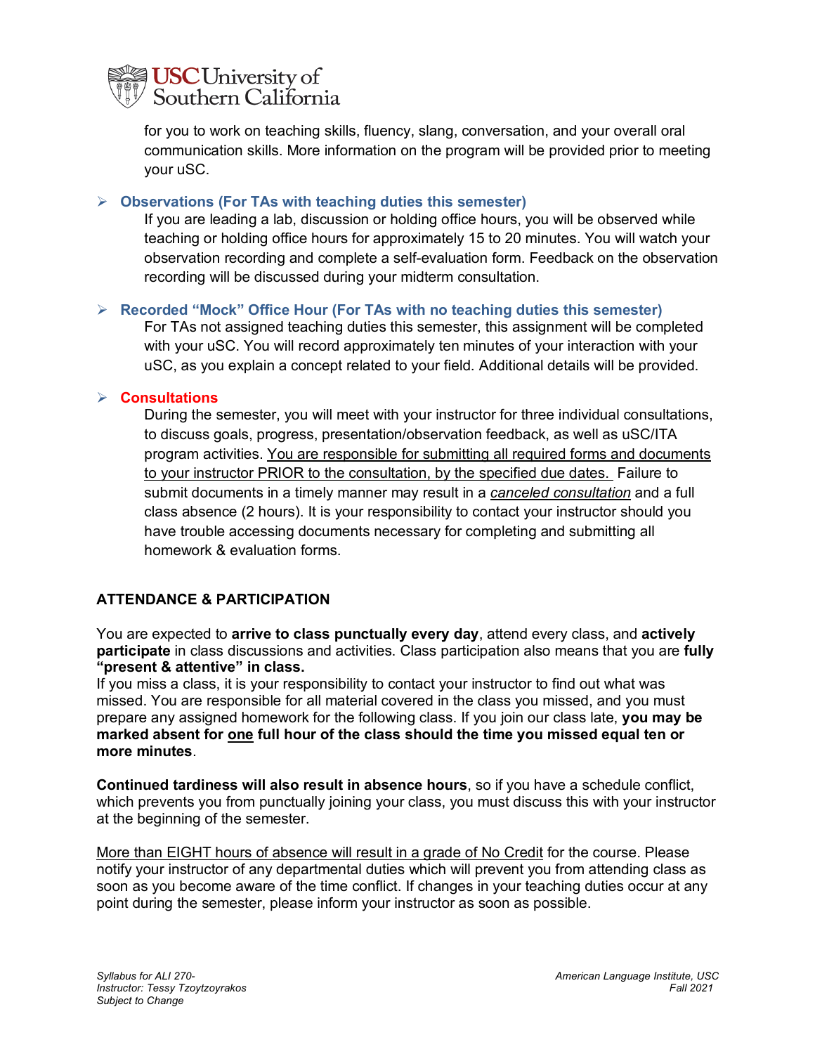for you to work on teaching skills, fluency, slang, conversation, and your overall oral communication skills. More information on the program will be provided prior to meeting your uSC.

- **Observations (For TAs with teaching duties this semester)**

  If you are leading a lab, discussion or holding office hours, you will be observed while teaching or holding office hours for approximately 15 to 20 minutes. You will watch your observation recording and complete a self-evaluation form. Feedback on the observation recording will be discussed during your midterm consultation.

- **Recorded "Mock" Office Hour (For TAs with no teaching duties this semester)**

  For TAs not assigned teaching duties this semester, this assignment will be completed with your uSC. You will record approximately ten minutes of your interaction with your uSC, as you explain a concept related to your field. Additional details will be provided.

- **Consultations**

  During the semester, you will meet with your instructor for three individual consultations, to discuss goals, progress, presentation/observation feedback, as well as uSC/ITA program activities. <u>You are responsible for submitting all required forms and documents to your instructor PRIOR to the consultation, by the specified due dates.</u> Failure to submit documents in a timely manner may result in a *<u>canceled consultation</u>* and a full class absence (2 hours). It is your responsibility to contact your instructor should you have trouble accessing documents necessary for completing and submitting all homework & evaluation forms.

## ATTENDANCE & PARTICIPATION

You are expected to **arrive to class punctually every day**, attend every class, and **actively participate** in class discussions and activities. Class participation also means that you are **fully "present & attentive" in class.**
If you miss a class, it is your responsibility to contact your instructor to find out what was missed. You are responsible for all material covered in the class you missed, and you must prepare any assigned homework for the following class. If you join our class late, **you may be marked absent for <u>one</u> full hour of the class should the time you missed equal ten or more minutes**.

**Continued tardiness will also result in absence hours**, so if you have a schedule conflict, which prevents you from punctually joining your class, you must discuss this with your instructor at the beginning of the semester.

<u>More than EIGHT hours of absence will result in a grade of No Credit</u> for the course. Please notify your instructor of any departmental duties which will prevent you from attending class as soon as you become aware of the time conflict. If changes in your teaching duties occur at any point during the semester, please inform your instructor as soon as possible.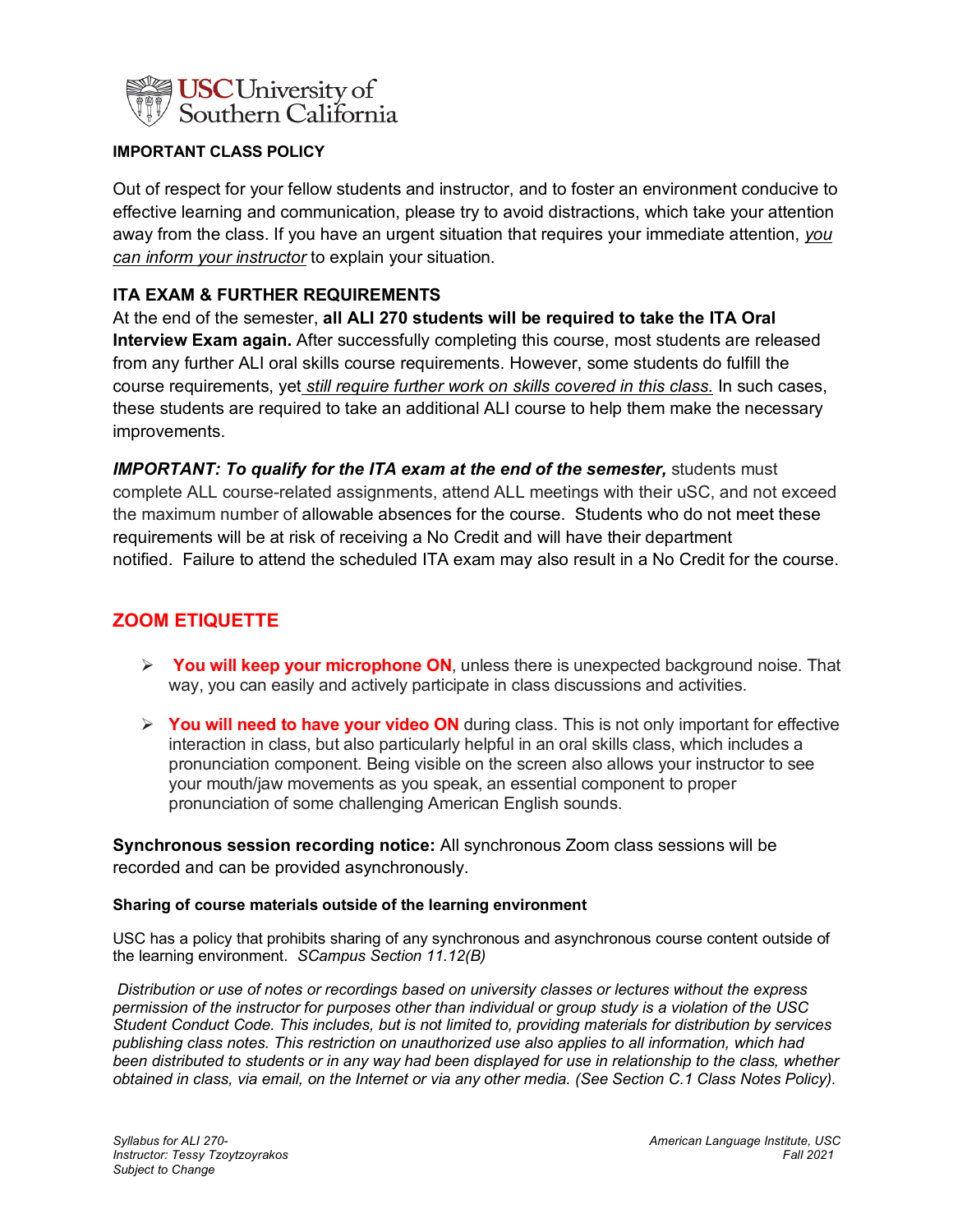**IMPORTANT CLASS POLICY**

Out of respect for your fellow students and instructor, and to foster an environment conducive to effective learning and communication, please try to avoid distractions, which take your attention away from the class. If you have an urgent situation that requires your immediate attention, *you can inform your instructor* to explain your situation.

**ITA EXAM & FURTHER REQUIREMENTS**

At the end of the semester, **all ALI 270 students will be required to take the ITA Oral Interview Exam again.** After successfully completing this course, most students are released from any further ALI oral skills course requirements. However, some students do fulfill the course requirements, yet *still require further work on skills covered in this class.* In such cases, these students are required to take an additional ALI course to help them make the necessary improvements.

***IMPORTANT: To qualify for the ITA exam at the end of the semester,*** students must complete ALL course-related assignments, attend ALL meetings with their uSC, and not exceed the maximum number of allowable absences for the course. Students who do not meet these requirements will be at risk of receiving a No Credit and will have their department notified. Failure to attend the scheduled ITA exam may also result in a No Credit for the course.

## ZOOM ETIQUETTE

- **You will keep your microphone ON**, unless there is unexpected background noise. That way, you can easily and actively participate in class discussions and activities.
- **You will need to have your video ON** during class. This is not only important for effective interaction in class, but also particularly helpful in an oral skills class, which includes a pronunciation component. Being visible on the screen also allows your instructor to see your mouth/jaw movements as you speak, an essential component to proper pronunciation of some challenging American English sounds.

**Synchronous session recording notice:** All synchronous Zoom class sessions will be recorded and can be provided asynchronously.

**Sharing of course materials outside of the learning environment**

USC has a policy that prohibits sharing of any synchronous and asynchronous course content outside of the learning environment. *SCampus Section 11.12(B)*

*Distribution or use of notes or recordings based on university classes or lectures without the express permission of the instructor for purposes other than individual or group study is a violation of the USC Student Conduct Code. This includes, but is not limited to, providing materials for distribution by services publishing class notes. This restriction on unauthorized use also applies to all information, which had been distributed to students or in any way had been displayed for use in relationship to the class, whether obtained in class, via email, on the Internet or via any other media. (See Section C.1 Class Notes Policy).*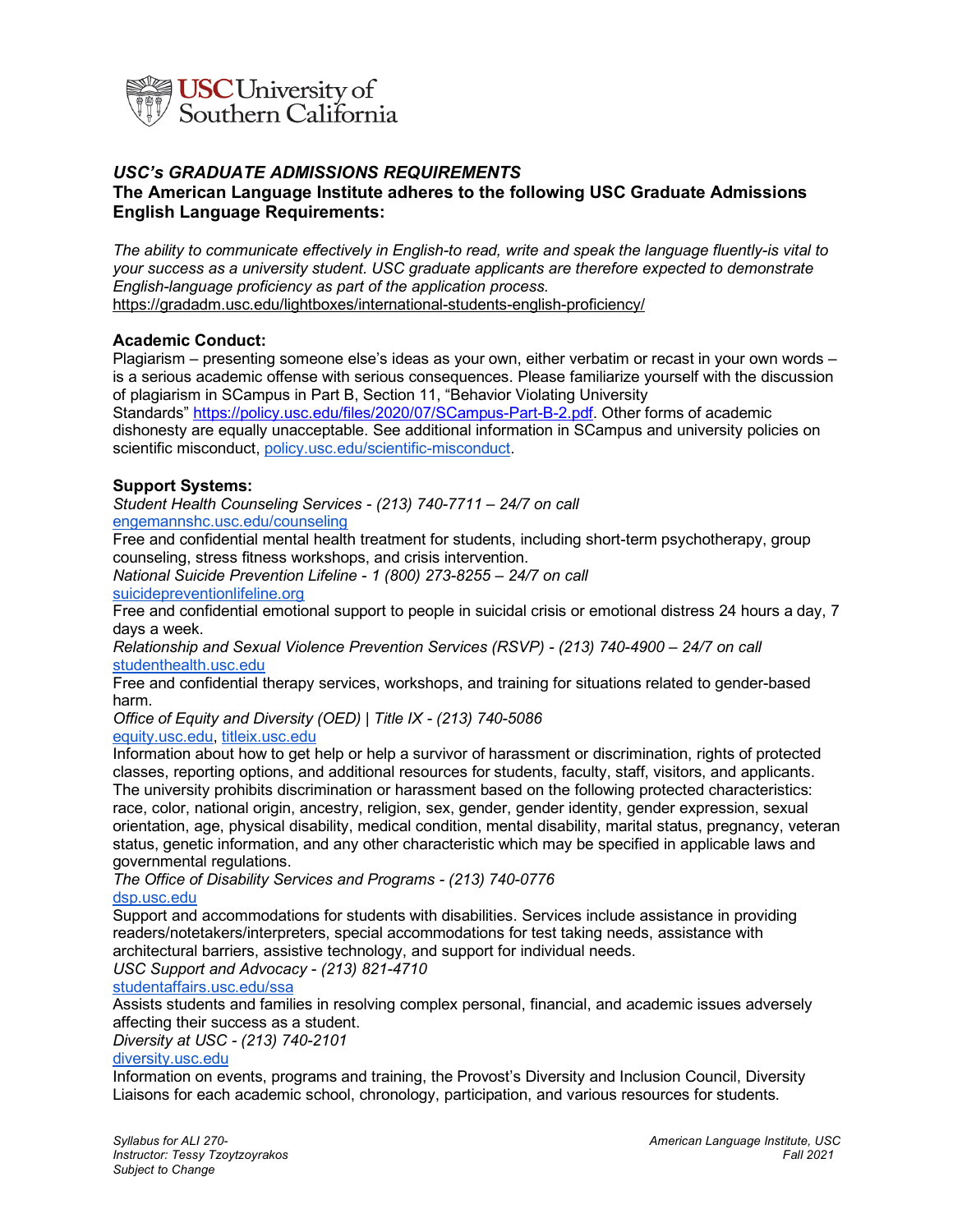## *USC's GRADUATE ADMISSIONS REQUIREMENTS*

### The American Language Institute adheres to the following USC Graduate Admissions English Language Requirements:

*The ability to communicate effectively in English-to read, write and speak the language fluently-is vital to your success as a university student. USC graduate applicants are therefore expected to demonstrate English-language proficiency as part of the application process.*
https://gradadm.usc.edu/lightboxes/international-students-english-proficiency/

**Academic Conduct:**
Plagiarism – presenting someone else's ideas as your own, either verbatim or recast in your own words – is a serious academic offense with serious consequences. Please familiarize yourself with the discussion of plagiarism in SCampus in Part B, Section 11, "Behavior Violating University Standards" https://policy.usc.edu/files/2020/07/SCampus-Part-B-2.pdf. Other forms of academic dishonesty are equally unacceptable. See additional information in SCampus and university policies on scientific misconduct, policy.usc.edu/scientific-misconduct.

**Support Systems:**
*Student Health Counseling Services - (213) 740-7711 – 24/7 on call*
engemannshc.usc.edu/counseling
Free and confidential mental health treatment for students, including short-term psychotherapy, group counseling, stress fitness workshops, and crisis intervention.
*National Suicide Prevention Lifeline - 1 (800) 273-8255 – 24/7 on call*
suicidepreventionlifeline.org
Free and confidential emotional support to people in suicidal crisis or emotional distress 24 hours a day, 7 days a week.
*Relationship and Sexual Violence Prevention Services (RSVP) - (213) 740-4900 – 24/7 on call*
studenthealth.usc.edu
Free and confidential therapy services, workshops, and training for situations related to gender-based harm.
*Office of Equity and Diversity (OED) | Title IX - (213) 740-5086*
equity.usc.edu, titleix.usc.edu
Information about how to get help or help a survivor of harassment or discrimination, rights of protected classes, reporting options, and additional resources for students, faculty, staff, visitors, and applicants. The university prohibits discrimination or harassment based on the following protected characteristics: race, color, national origin, ancestry, religion, sex, gender, gender identity, gender expression, sexual orientation, age, physical disability, medical condition, mental disability, marital status, pregnancy, veteran status, genetic information, and any other characteristic which may be specified in applicable laws and governmental regulations.
*The Office of Disability Services and Programs - (213) 740-0776*
dsp.usc.edu
Support and accommodations for students with disabilities. Services include assistance in providing readers/notetakers/interpreters, special accommodations for test taking needs, assistance with architectural barriers, assistive technology, and support for individual needs.
*USC Support and Advocacy - (213) 821-4710*
studentaffairs.usc.edu/ssa
Assists students and families in resolving complex personal, financial, and academic issues adversely affecting their success as a student.
*Diversity at USC - (213) 740-2101*
diversity.usc.edu
Information on events, programs and training, the Provost's Diversity and Inclusion Council, Diversity Liaisons for each academic school, chronology, participation, and various resources for students.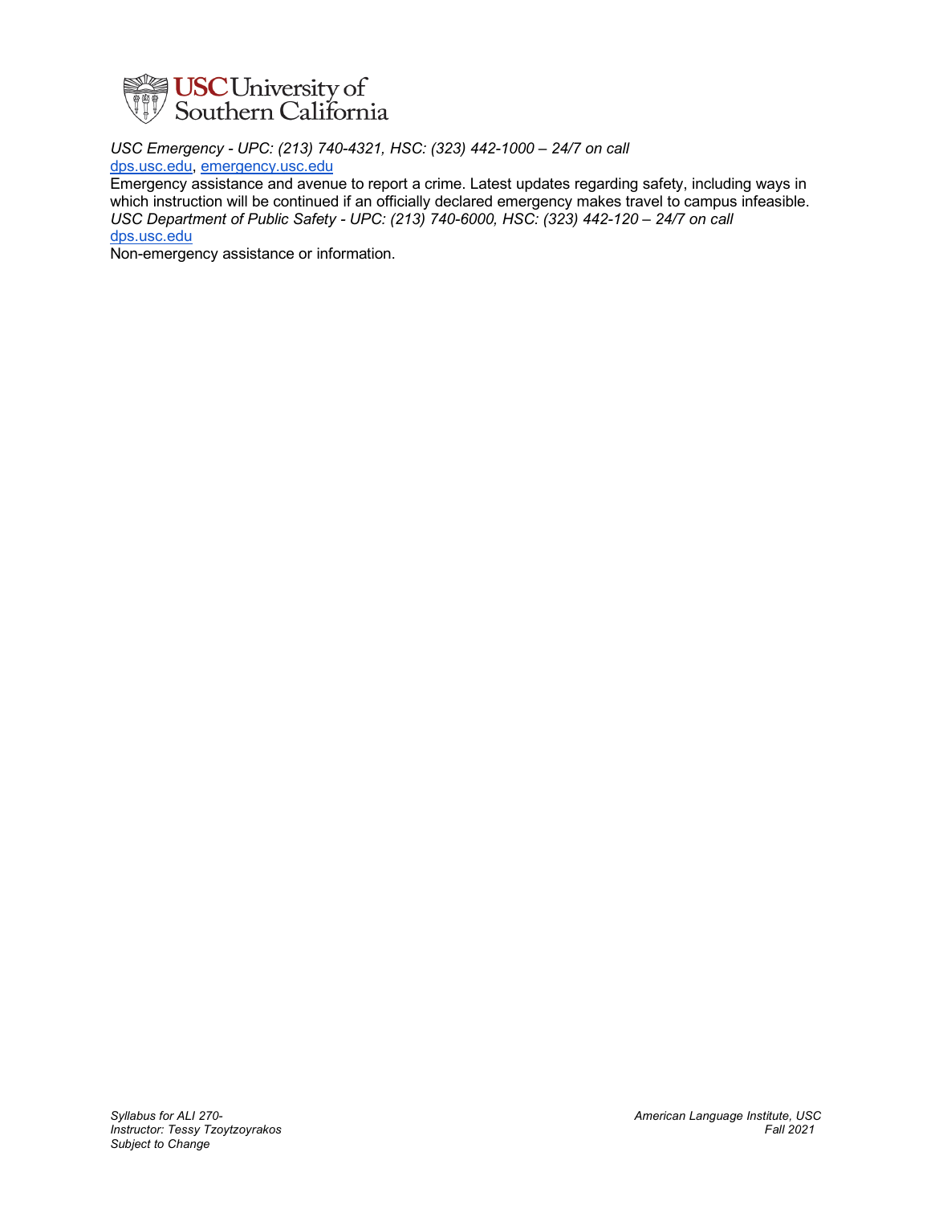*USC Emergency - UPC: (213) 740-4321, HSC: (323) 442-1000 – 24/7 on call*
dps.usc.edu, emergency.usc.edu
Emergency assistance and avenue to report a crime. Latest updates regarding safety, including ways in which instruction will be continued if an officially declared emergency makes travel to campus infeasible.
*USC Department of Public Safety - UPC: (213) 740-6000, HSC: (323) 442-120 – 24/7 on call*
dps.usc.edu
Non-emergency assistance or information.